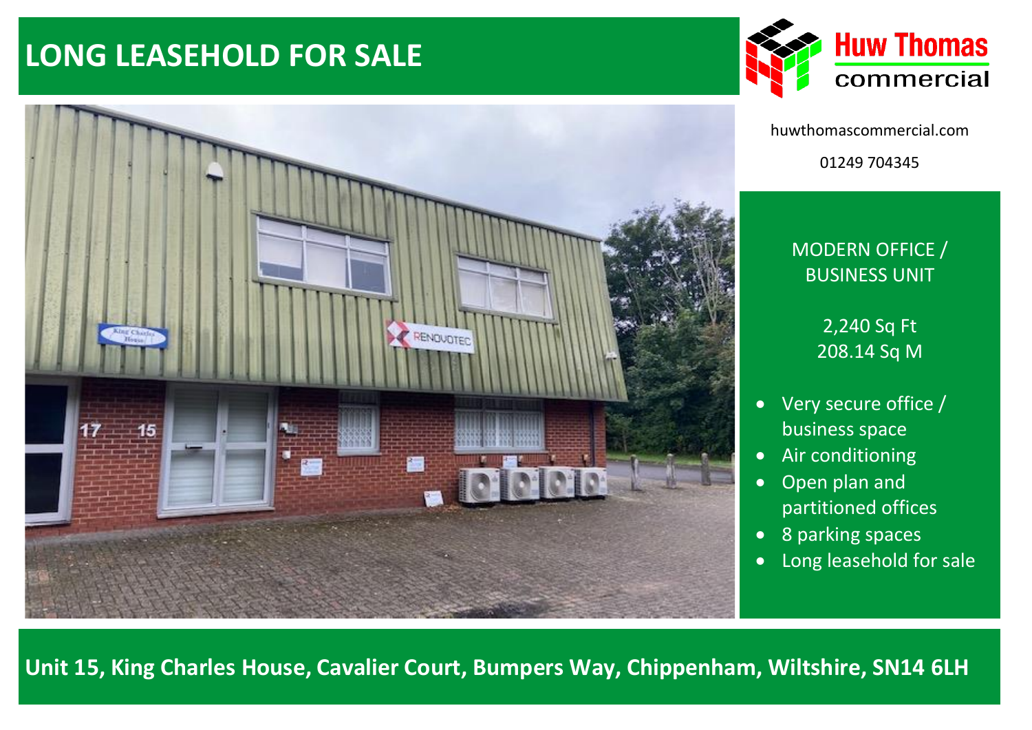# LONG LEASEHOLD FOR SALE

Huw Thomas commercial

huwthomascommercial.com

01249 704345

## MODERN OFFICE / BUSINESS UNIT

2,240 Sq Ft
208.14 Sq M

- Very secure office / business space
- Air conditioning
- Open plan and partitioned offices
- 8 parking spaces
- Long leasehold for sale

**Unit 15, King Charles House, Cavalier Court, Bumpers Way, Chippenham, Wiltshire, SN14 6LH**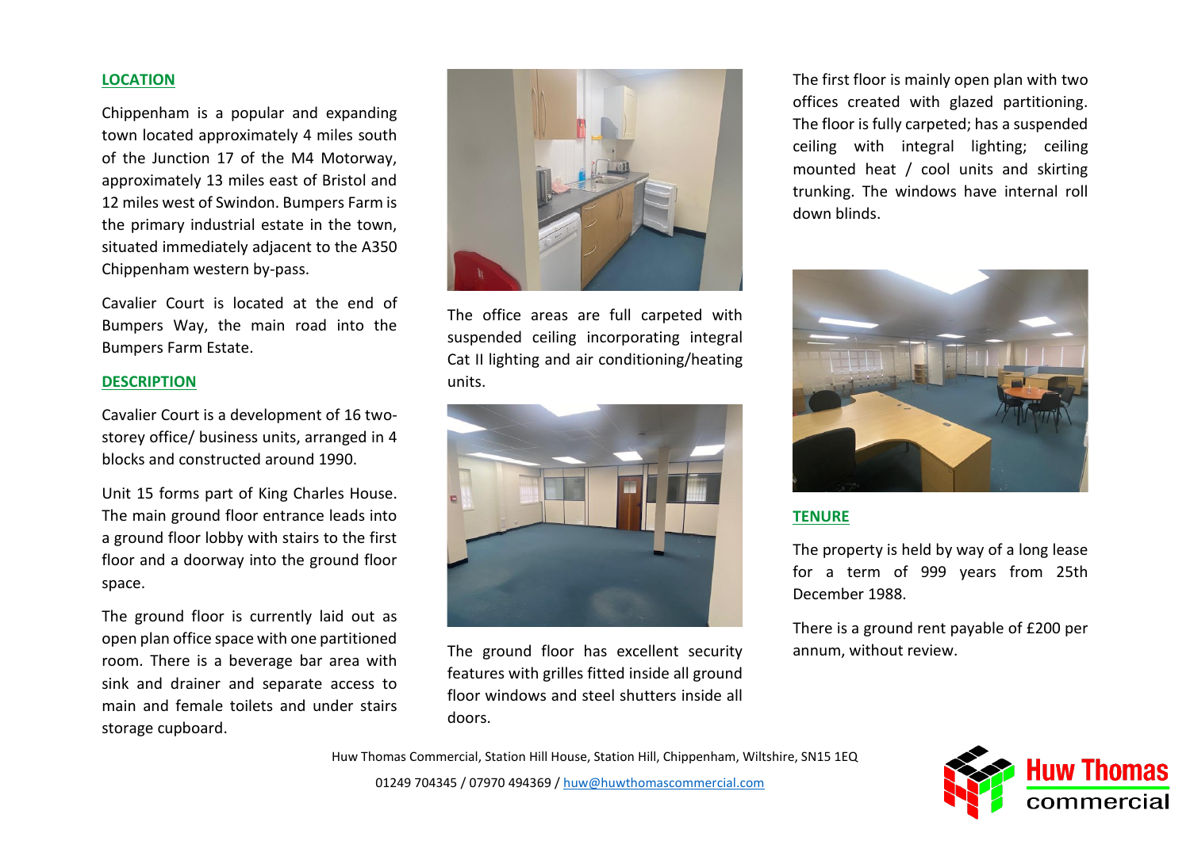## LOCATION

Chippenham is a popular and expanding town located approximately 4 miles south of the Junction 17 of the M4 Motorway, approximately 13 miles east of Bristol and 12 miles west of Swindon. Bumpers Farm is the primary industrial estate in the town, situated immediately adjacent to the A350 Chippenham western by-pass.

Cavalier Court is located at the end of Bumpers Way, the main road into the Bumpers Farm Estate.

## DESCRIPTION

Cavalier Court is a development of 16 two-storey office/ business units, arranged in 4 blocks and constructed around 1990.

Unit 15 forms part of King Charles House. The main ground floor entrance leads into a ground floor lobby with stairs to the first floor and a doorway into the ground floor space.

The ground floor is currently laid out as open plan office space with one partitioned room. There is a beverage bar area with sink and drainer and separate access to main and female toilets and under stairs storage cupboard.

The office areas are full carpeted with suspended ceiling incorporating integral Cat II lighting and air conditioning/heating units.

The ground floor has excellent security features with grilles fitted inside all ground floor windows and steel shutters inside all doors.

The first floor is mainly open plan with two offices created with glazed partitioning. The floor is fully carpeted; has a suspended ceiling with integral lighting; ceiling mounted heat / cool units and skirting trunking. The windows have internal roll down blinds.

## TENURE

The property is held by way of a long lease for a term of 999 years from 25th December 1988.

There is a ground rent payable of £200 per annum, without review.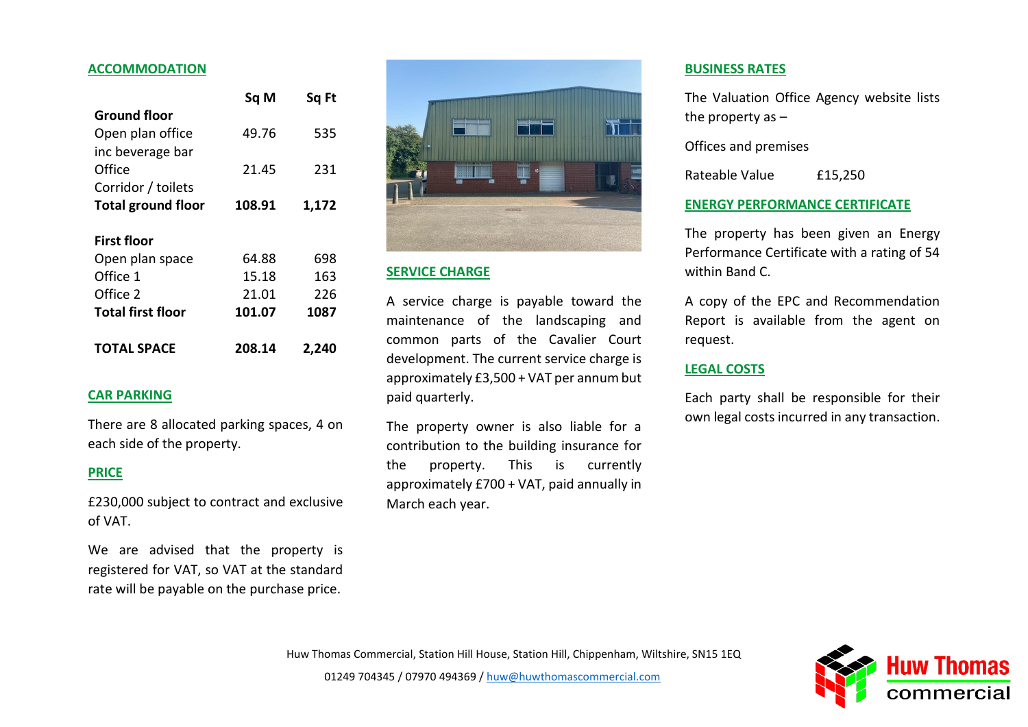## ACCOMMODATION

| | Sq M | Sq Ft |
|---|---|---|
| **Ground floor** | | |
| Open plan office inc beverage bar | 49.76 | 535 |
| Office | 21.45 | 231 |
| Corridor / toilets | | |
| **Total ground floor** | **108.91** | **1,172** |
| **First floor** | | |
| Open plan space | 64.88 | 698 |
| Office 1 | 15.18 | 163 |
| Office 2 | 21.01 | 226 |
| **Total first floor** | **101.07** | **1087** |
| **TOTAL SPACE** | **208.14** | **2,240** |

## CAR PARKING

There are 8 allocated parking spaces, 4 on each side of the property.

## PRICE

£230,000 subject to contract and exclusive of VAT.

We are advised that the property is registered for VAT, so VAT at the standard rate will be payable on the purchase price.

## SERVICE CHARGE

A service charge is payable toward the maintenance of the landscaping and common parts of the Cavalier Court development. The current service charge is approximately £3,500 + VAT per annum but paid quarterly.

The property owner is also liable for a contribution to the building insurance for the property. This is currently approximately £700 + VAT, paid annually in March each year.

## BUSINESS RATES

The Valuation Office Agency website lists the property as –

Offices and premises

Rateable Value £15,250

## ENERGY PERFORMANCE CERTIFICATE

The property has been given an Energy Performance Certificate with a rating of 54 within Band C.

A copy of the EPC and Recommendation Report is available from the agent on request.

## LEGAL COSTS

Each party shall be responsible for their own legal costs incurred in any transaction.

Huw Thomas Commercial, Station Hill House, Station Hill, Chippenham, Wiltshire, SN15 1EQ

01249 704345 / 07970 494369 / huw@huwthomascommercial.com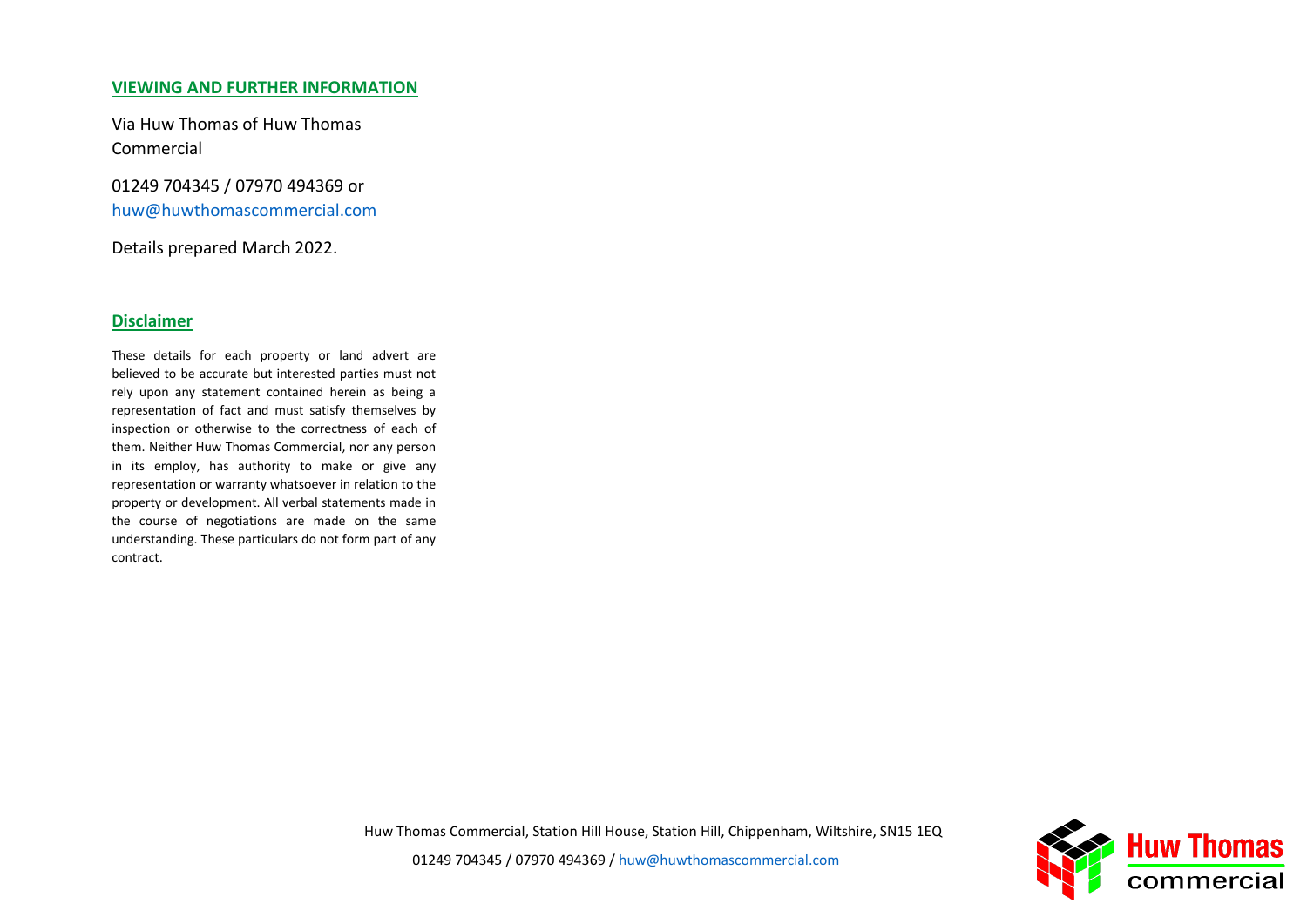## VIEWING AND FURTHER INFORMATION

Via Huw Thomas of Huw Thomas Commercial

01249 704345 / 07970 494369 or huw@huwthomascommercial.com

Details prepared March 2022.

## Disclaimer

These details for each property or land advert are believed to be accurate but interested parties must not rely upon any statement contained herein as being a representation of fact and must satisfy themselves by inspection or otherwise to the correctness of each of them. Neither Huw Thomas Commercial, nor any person in its employ, has authority to make or give any representation or warranty whatsoever in relation to the property or development. All verbal statements made in the course of negotiations are made on the same understanding. These particulars do not form part of any contract.

Huw Thomas Commercial, Station Hill House, Station Hill, Chippenham, Wiltshire, SN15 1EQ

01249 704345 / 07970 494369 / huw@huwthomascommercial.com